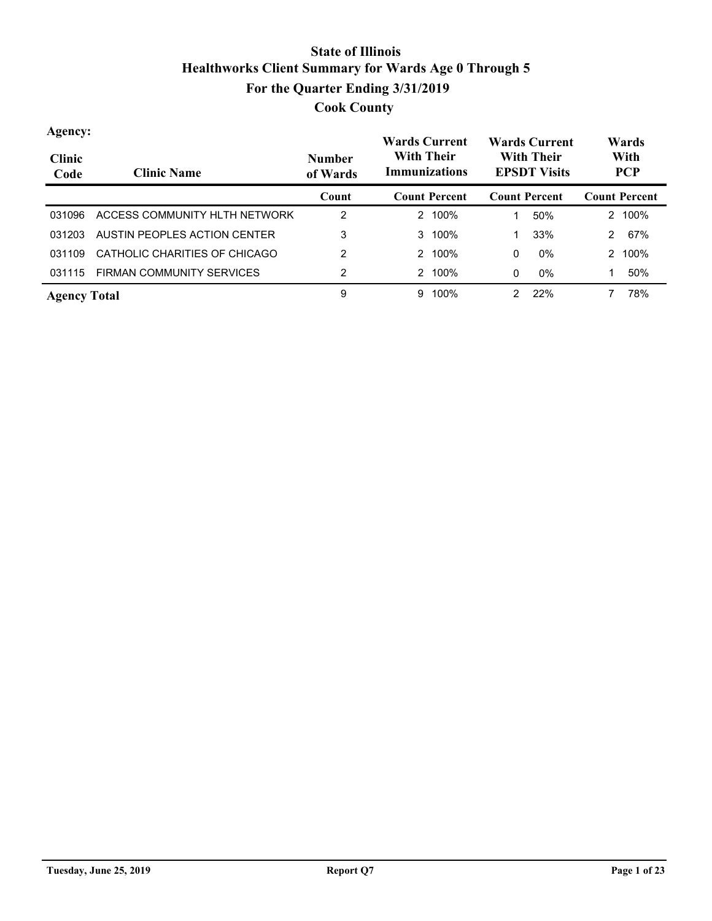# State of Illinois
## Healthworks Client Summary for Wards Age 0 Through 5
## For the Quarter Ending 3/31/2019
## Cook County

**Agency:**

| Clinic Code | Clinic Name | Number of Wards | Wards Current With Their Immunizations | | Wards Current With Their EPSDT Visits | | Wards With PCP | |
|---|---|---|---|---|---|---|---|---|
| | | Count | Count | Percent | Count | Percent | Count | Percent |
| 031096 | ACCESS COMMUNITY HLTH NETWORK | 2 | 2 | 100% | 1 | 50% | 2 | 100% |
| 031203 | AUSTIN PEOPLES ACTION CENTER | 3 | 3 | 100% | 1 | 33% | 2 | 67% |
| 031109 | CATHOLIC CHARITIES OF CHICAGO | 2 | 2 | 100% | 0 | 0% | 2 | 100% |
| 031115 | FIRMAN COMMUNITY SERVICES | 2 | 2 | 100% | 0 | 0% | 1 | 50% |
| **Agency Total** | | 9 | 9 | 100% | 2 | 22% | 7 | 78% |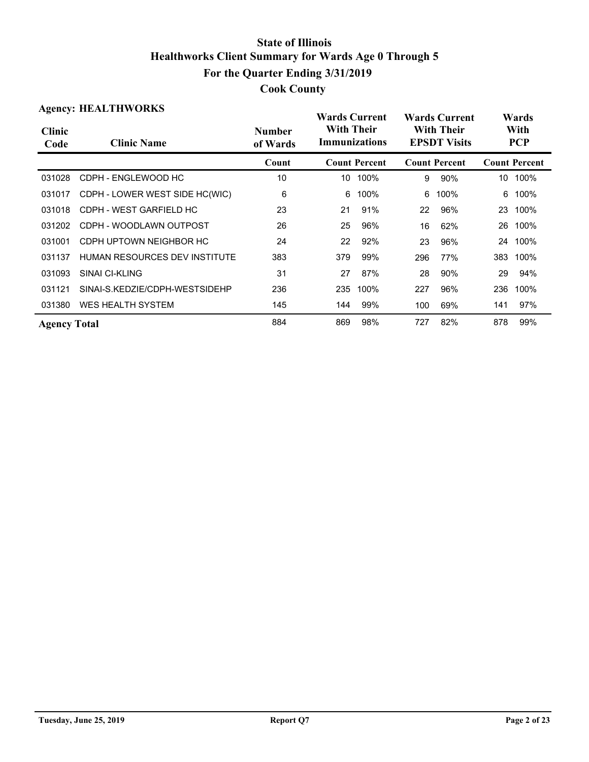# State of Illinois
# Healthworks Client Summary for Wards Age 0 Through 5
# For the Quarter Ending 3/31/2019
# Cook County

**Agency: HEALTHWORKS**

| Clinic Code | Clinic Name | Number of Wards | Wards Current With Their Immunizations | | Wards Current With Their EPSDT Visits | | Wards With PCP | |
|---|---|---|---|---|---|---|---|---|
| | | Count | Count | Percent | Count | Percent | Count | Percent |
| 031028 | CDPH - ENGLEWOOD HC | 10 | 10 | 100% | 9 | 90% | 10 | 100% |
| 031017 | CDPH - LOWER WEST SIDE HC(WIC) | 6 | 6 | 100% | 6 | 100% | 6 | 100% |
| 031018 | CDPH - WEST GARFIELD HC | 23 | 21 | 91% | 22 | 96% | 23 | 100% |
| 031202 | CDPH - WOODLAWN OUTPOST | 26 | 25 | 96% | 16 | 62% | 26 | 100% |
| 031001 | CDPH UPTOWN NEIGHBOR HC | 24 | 22 | 92% | 23 | 96% | 24 | 100% |
| 031137 | HUMAN RESOURCES DEV INSTITUTE | 383 | 379 | 99% | 296 | 77% | 383 | 100% |
| 031093 | SINAI CI-KLING | 31 | 27 | 87% | 28 | 90% | 29 | 94% |
| 031121 | SINAI-S.KEDZIE/CDPH-WESTSIDEHP | 236 | 235 | 100% | 227 | 96% | 236 | 100% |
| 031380 | WES HEALTH SYSTEM | 145 | 144 | 99% | 100 | 69% | 141 | 97% |
| **Agency Total** | | 884 | 869 | 98% | 727 | 82% | 878 | 99% |

Tuesday, June 25, 2019 Report Q7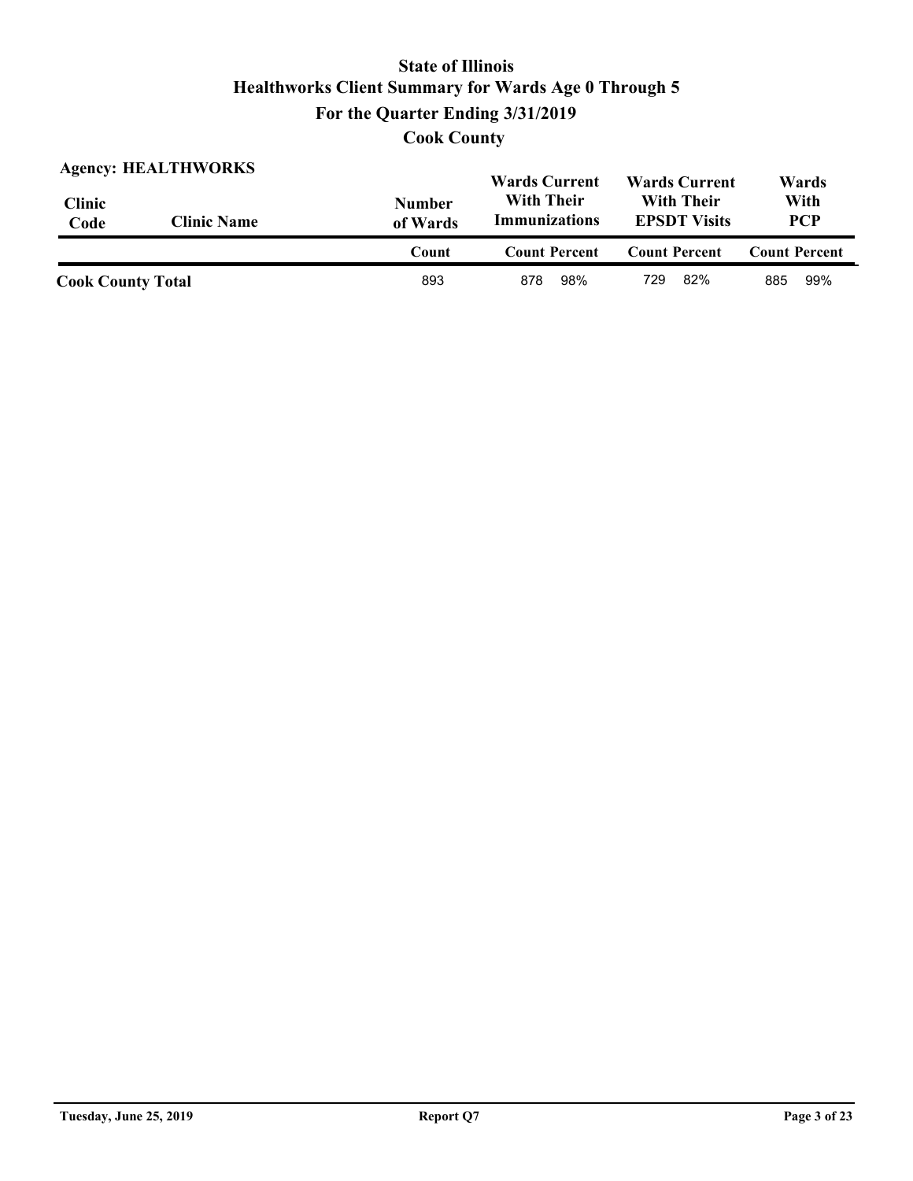# State of Illinois
## Healthworks Client Summary for Wards Age 0 Through 5
## For the Quarter Ending 3/31/2019
## Cook County

**Agency: HEALTHWORKS**

| Clinic Code | Clinic Name | Number of Wards | Wards Current With Their Immunizations | | Wards Current With Their EPSDT Visits | | Wards With PCP | |
|---|---|---|---|---|---|---|---|---|
| | | Count | Count | Percent | Count | Percent | Count | Percent |
| **Cook County Total** | | 893 | 878 | 98% | 729 | 82% | 885 | 99% |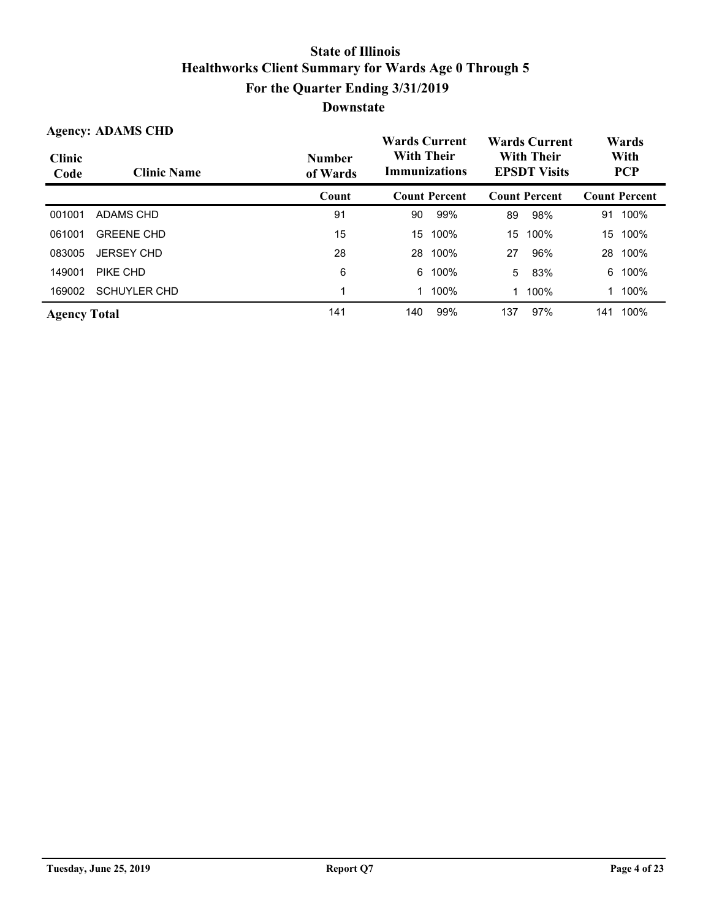# State of Illinois
## Healthworks Client Summary for Wards Age 0 Through 5
## For the Quarter Ending 3/31/2019
## Downstate

**Agency: ADAMS CHD**

| Clinic Code | Clinic Name | Number of Wards | Wards Current With Their Immunizations | | Wards Current With Their EPSDT Visits | | Wards With PCP | |
|---|---|---|---|---|---|---|---|---|
| | | Count | Count | Percent | Count | Percent | Count | Percent |
| 001001 | ADAMS CHD | 91 | 90 | 99% | 89 | 98% | 91 | 100% |
| 061001 | GREENE CHD | 15 | 15 | 100% | 15 | 100% | 15 | 100% |
| 083005 | JERSEY CHD | 28 | 28 | 100% | 27 | 96% | 28 | 100% |
| 149001 | PIKE CHD | 6 | 6 | 100% | 5 | 83% | 6 | 100% |
| 169002 | SCHUYLER CHD | 1 | 1 | 100% | 1 | 100% | 1 | 100% |
| **Agency Total** | | 141 | 140 | 99% | 137 | 97% | 141 | 100% |

Tuesday, June 25, 2019 — Report Q7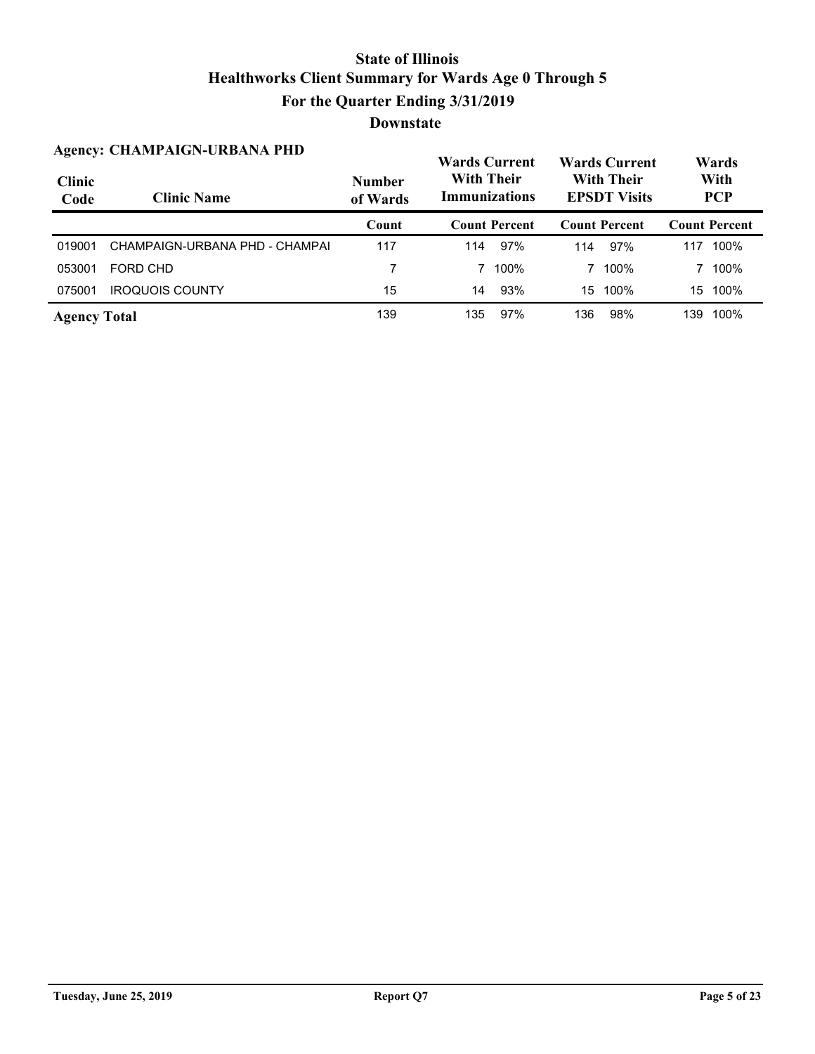# State of Illinois
## Healthworks Client Summary for Wards Age 0 Through 5
## For the Quarter Ending 3/31/2019
## Downstate

**Agency: CHAMPAIGN-URBANA PHD**

| Clinic Code | Clinic Name | Number of Wards | Wards Current With Their Immunizations | | Wards Current With Their EPSDT Visits | | Wards With PCP | |
|---|---|---|---|---|---|---|---|---|
| | | Count | Count | Percent | Count | Percent | Count | Percent |
| 019001 | CHAMPAIGN-URBANA PHD - CHAMPAI | 117 | 114 | 97% | 114 | 97% | 117 | 100% |
| 053001 | FORD CHD | 7 | 7 | 100% | 7 | 100% | 7 | 100% |
| 075001 | IROQUOIS COUNTY | 15 | 14 | 93% | 15 | 100% | 15 | 100% |
| **Agency Total** | | 139 | 135 | 97% | 136 | 98% | 139 | 100% |

**Tuesday, June 25, 2019** **Report Q7**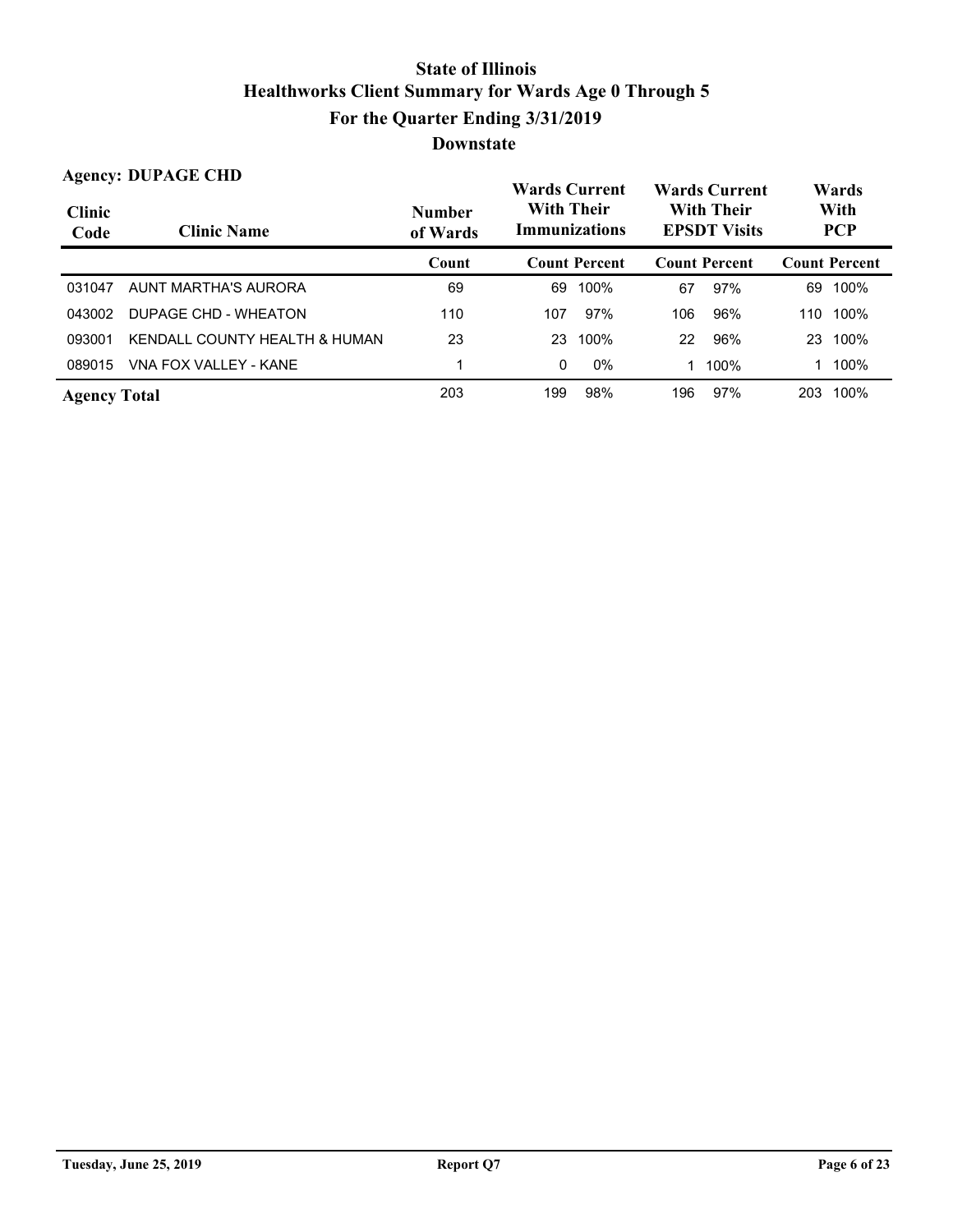# State of Illinois

## Healthworks Client Summary for Wards Age 0 Through 5

## For the Quarter Ending 3/31/2019

## Downstate

**Agency: DUPAGE CHD**

| Clinic Code | Clinic Name | Number of Wards | Wards Current With Their Immunizations | | Wards Current With Their EPSDT Visits | | Wards With PCP | |
|---|---|---|---|---|---|---|---|---|
| | | Count | Count | Percent | Count | Percent | Count | Percent |
| 031047 | AUNT MARTHA'S AURORA | 69 | 69 | 100% | 67 | 97% | 69 | 100% |
| 043002 | DUPAGE CHD - WHEATON | 110 | 107 | 97% | 106 | 96% | 110 | 100% |
| 093001 | KENDALL COUNTY HEALTH & HUMAN | 23 | 23 | 100% | 22 | 96% | 23 | 100% |
| 089015 | VNA FOX VALLEY - KANE | 1 | 0 | 0% | 1 | 100% | 1 | 100% |
| **Agency Total** | | 203 | 199 | 98% | 196 | 97% | 203 | 100% |

Tuesday, June 25, 2019 — Report Q7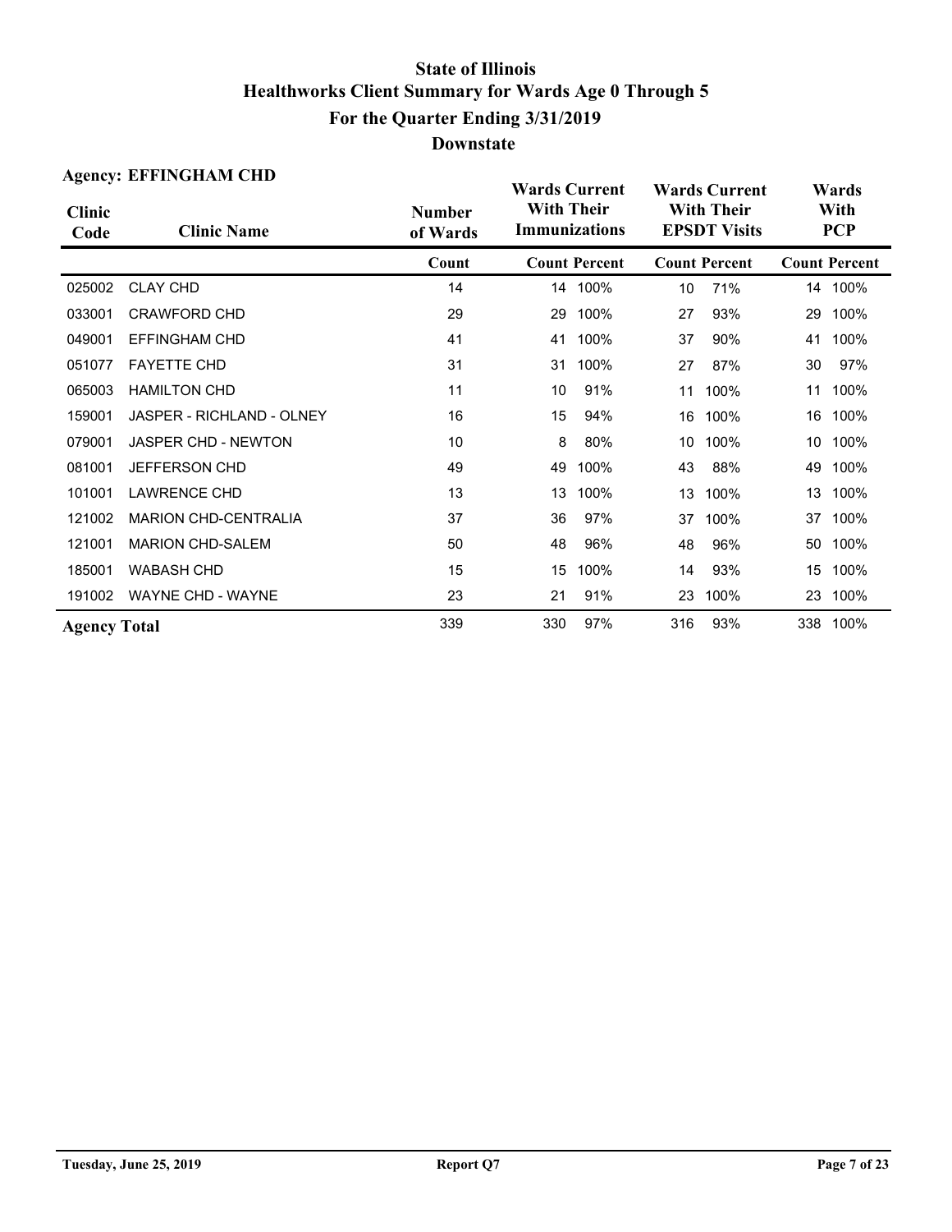# State of Illinois
## Healthworks Client Summary for Wards Age 0 Through 5
## For the Quarter Ending 3/31/2019
## Downstate

**Agency: EFFINGHAM CHD**

| Clinic Code | Clinic Name | Number of Wards | Wards Current With Their Immunizations | | Wards Current With Their EPSDT Visits | | Wards With PCP | |
|---|---|---|---|---|---|---|---|---|
| | | Count | Count | Percent | Count | Percent | Count | Percent |
| 025002 | CLAY CHD | 14 | 14 | 100% | 10 | 71% | 14 | 100% |
| 033001 | CRAWFORD CHD | 29 | 29 | 100% | 27 | 93% | 29 | 100% |
| 049001 | EFFINGHAM CHD | 41 | 41 | 100% | 37 | 90% | 41 | 100% |
| 051077 | FAYETTE CHD | 31 | 31 | 100% | 27 | 87% | 30 | 97% |
| 065003 | HAMILTON CHD | 11 | 10 | 91% | 11 | 100% | 11 | 100% |
| 159001 | JASPER - RICHLAND - OLNEY | 16 | 15 | 94% | 16 | 100% | 16 | 100% |
| 079001 | JASPER CHD - NEWTON | 10 | 8 | 80% | 10 | 100% | 10 | 100% |
| 081001 | JEFFERSON CHD | 49 | 49 | 100% | 43 | 88% | 49 | 100% |
| 101001 | LAWRENCE CHD | 13 | 13 | 100% | 13 | 100% | 13 | 100% |
| 121002 | MARION CHD-CENTRALIA | 37 | 36 | 97% | 37 | 100% | 37 | 100% |
| 121001 | MARION CHD-SALEM | 50 | 48 | 96% | 48 | 96% | 50 | 100% |
| 185001 | WABASH CHD | 15 | 15 | 100% | 14 | 93% | 15 | 100% |
| 191002 | WAYNE CHD - WAYNE | 23 | 21 | 91% | 23 | 100% | 23 | 100% |
| **Agency Total** | | 339 | 330 | 97% | 316 | 93% | 338 | 100% |

Tuesday, June 25, 2019 — Report Q7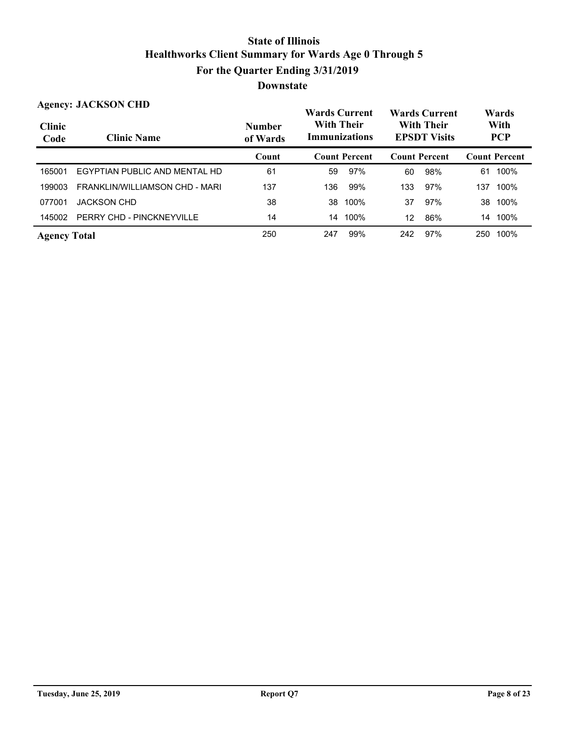# State of Illinois
## Healthworks Client Summary for Wards Age 0 Through 5
## For the Quarter Ending 3/31/2019
## Downstate

**Agency: JACKSON CHD**

| Clinic Code | Clinic Name | Number of Wards | Wards Current With Their Immunizations | | Wards Current With Their EPSDT Visits | | Wards With PCP | |
|---|---|---|---|---|---|---|---|---|
| | | Count | Count | Percent | Count | Percent | Count | Percent |
| 165001 | EGYPTIAN PUBLIC AND MENTAL HD | 61 | 59 | 97% | 60 | 98% | 61 | 100% |
| 199003 | FRANKLIN/WILLIAMSON CHD - MARI | 137 | 136 | 99% | 133 | 97% | 137 | 100% |
| 077001 | JACKSON CHD | 38 | 38 | 100% | 37 | 97% | 38 | 100% |
| 145002 | PERRY CHD - PINCKNEYVILLE | 14 | 14 | 100% | 12 | 86% | 14 | 100% |
| **Agency Total** | | 250 | 247 | 99% | 242 | 97% | 250 | 100% |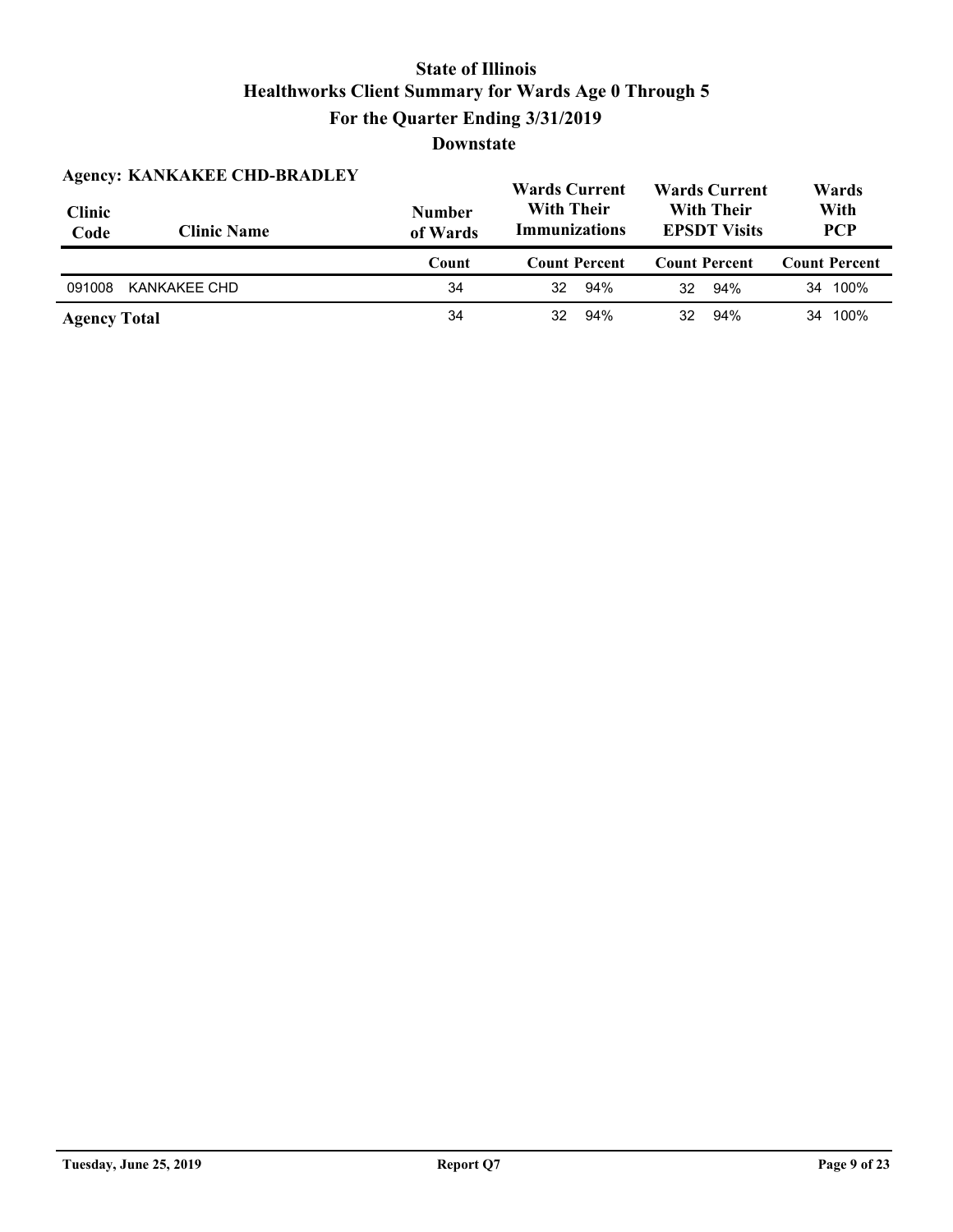# State of Illinois
## Healthworks Client Summary for Wards Age 0 Through 5
## For the Quarter Ending 3/31/2019
## Downstate

**Agency: KANKAKEE CHD-BRADLEY**

| Clinic Code | Clinic Name | Number of Wards | Wards Current With Their Immunizations | | Wards Current With Their EPSDT Visits | | Wards With PCP | |
|---|---|---|---|---|---|---|---|---|
| | | Count | Count | Percent | Count | Percent | Count | Percent |
| 091008 | KANKAKEE CHD | 34 | 32 | 94% | 32 | 94% | 34 | 100% |
| **Agency Total** | | 34 | 32 | 94% | 32 | 94% | 34 | 100% |

Tuesday, June 25, 2019 — Report Q7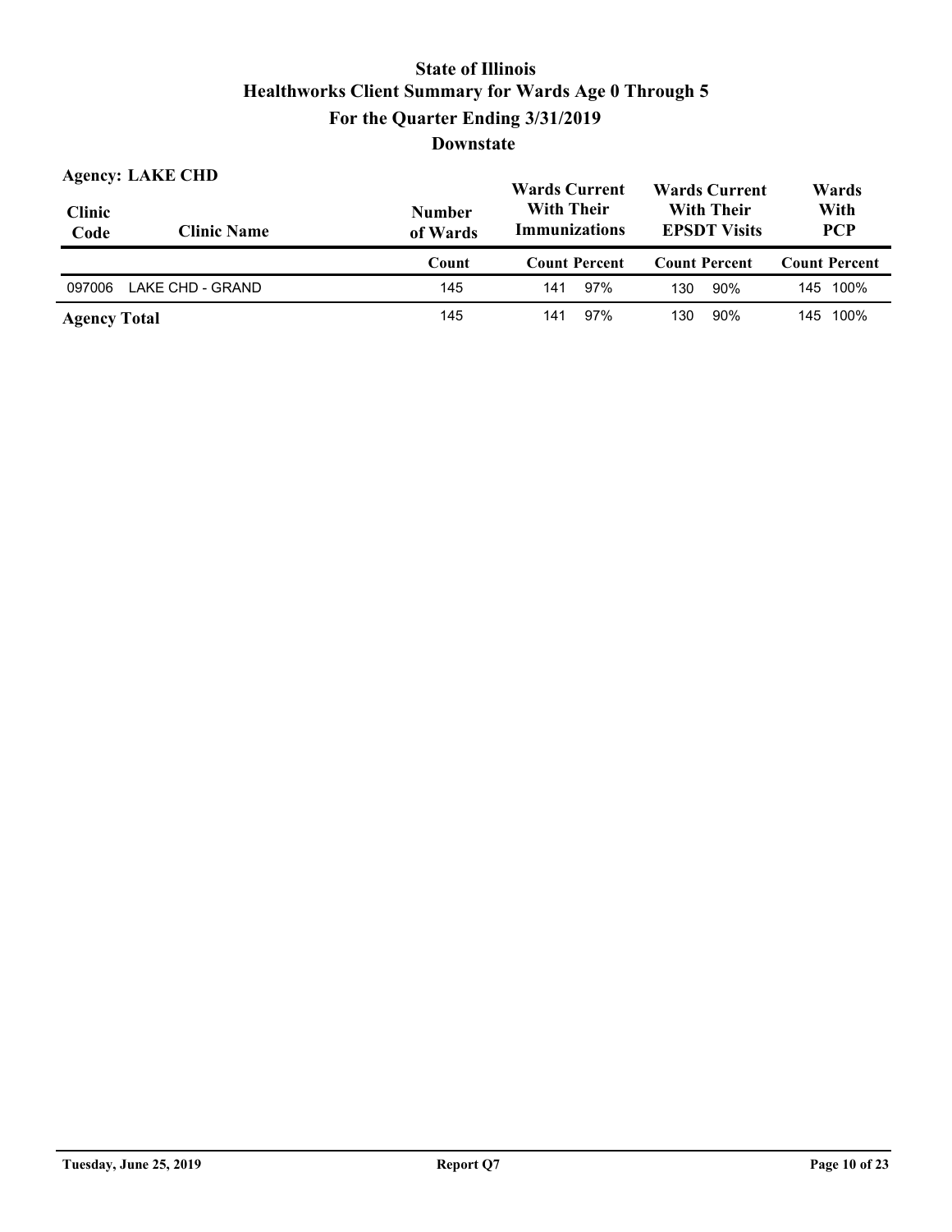# State of Illinois
## Healthworks Client Summary for Wards Age 0 Through 5
## For the Quarter Ending 3/31/2019
## Downstate

**Agency: LAKE CHD**

| Clinic Code | Clinic Name | Number of Wards | Wards Current With Their Immunizations | | Wards Current With Their EPSDT Visits | | Wards With PCP | |
|---|---|---|---|---|---|---|---|---|
| | | Count | Count | Percent | Count | Percent | Count | Percent |
| 097006 | LAKE CHD - GRAND | 145 | 141 | 97% | 130 | 90% | 145 | 100% |
| **Agency Total** | | 145 | 141 | 97% | 130 | 90% | 145 | 100% |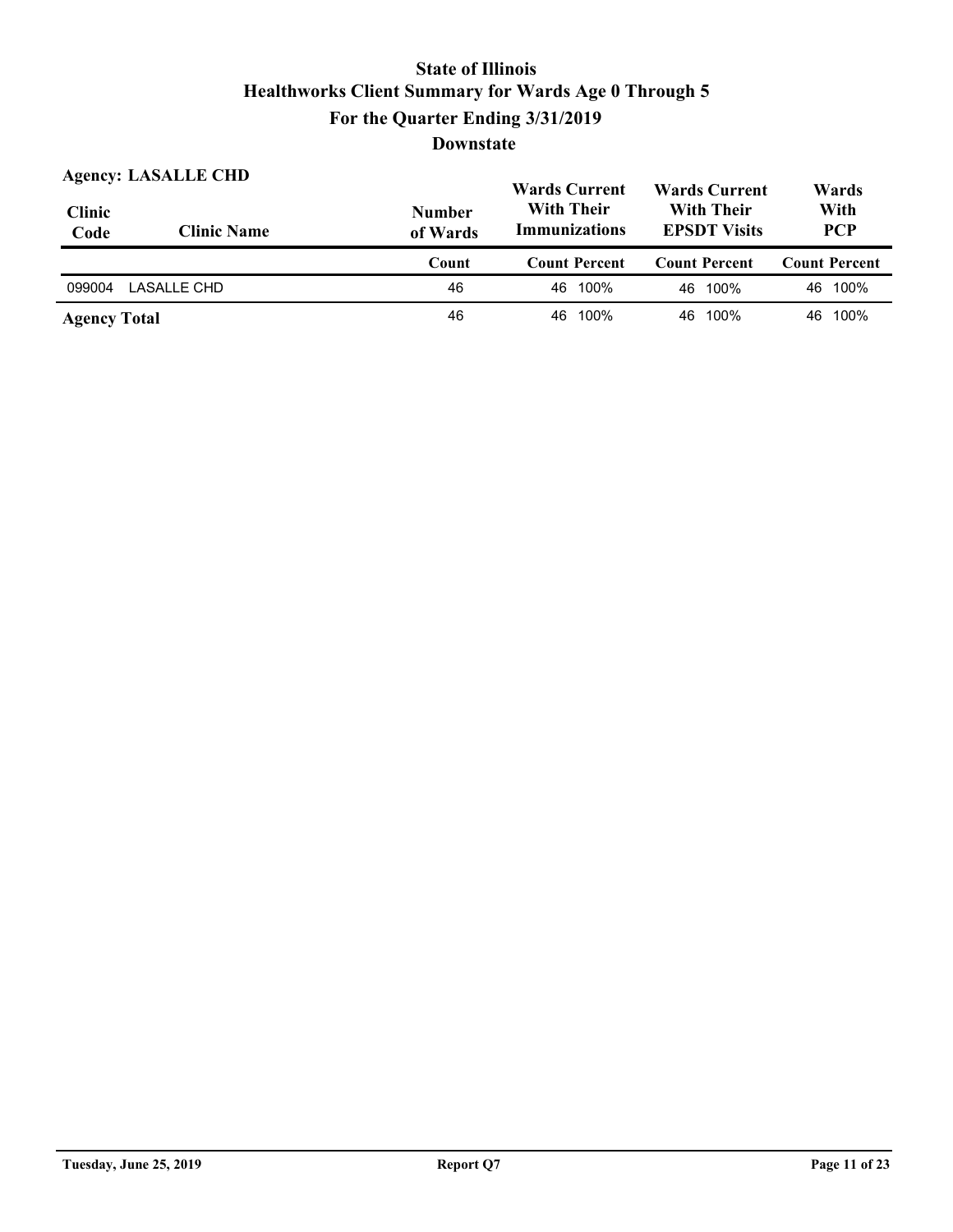# State of Illinois

## Healthworks Client Summary for Wards Age 0 Through 5

## For the Quarter Ending 3/31/2019

## Downstate

**Agency: LASALLE CHD**

| Clinic Code | Clinic Name | Number of Wards | Wards Current With Their Immunizations | | Wards Current With Their EPSDT Visits | | Wards With PCP | |
|---|---|---|---|---|---|---|---|---|
| | | Count | Count | Percent | Count | Percent | Count | Percent |
| 099004 | LASALLE CHD | 46 | 46 | 100% | 46 | 100% | 46 | 100% |
| **Agency Total** | | 46 | 46 | 100% | 46 | 100% | 46 | 100% |

Tuesday, June 25, 2019 — Report Q7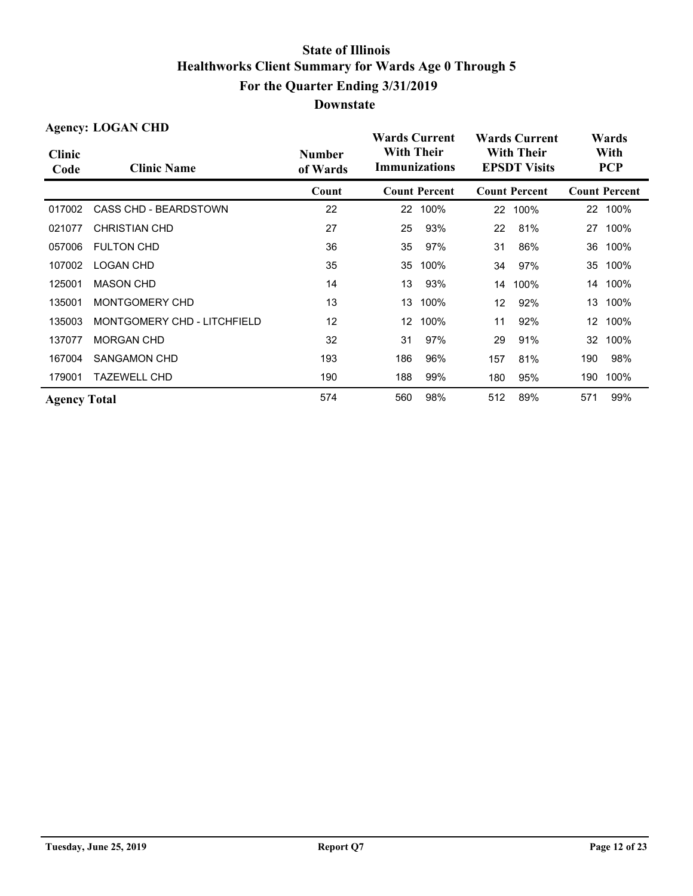# State of Illinois
## Healthworks Client Summary for Wards Age 0 Through 5
## For the Quarter Ending 3/31/2019
## Downstate

**Agency: LOGAN CHD**

| Clinic Code | Clinic Name | Number of Wards | Wards Current With Their Immunizations | | Wards Current With Their EPSDT Visits | | Wards With PCP | |
|---|---|---|---|---|---|---|---|---|
| | | Count | Count | Percent | Count | Percent | Count | Percent |
| 017002 | CASS CHD - BEARDSTOWN | 22 | 22 | 100% | 22 | 100% | 22 | 100% |
| 021077 | CHRISTIAN CHD | 27 | 25 | 93% | 22 | 81% | 27 | 100% |
| 057006 | FULTON CHD | 36 | 35 | 97% | 31 | 86% | 36 | 100% |
| 107002 | LOGAN CHD | 35 | 35 | 100% | 34 | 97% | 35 | 100% |
| 125001 | MASON CHD | 14 | 13 | 93% | 14 | 100% | 14 | 100% |
| 135001 | MONTGOMERY CHD | 13 | 13 | 100% | 12 | 92% | 13 | 100% |
| 135003 | MONTGOMERY CHD - LITCHFIELD | 12 | 12 | 100% | 11 | 92% | 12 | 100% |
| 137077 | MORGAN CHD | 32 | 31 | 97% | 29 | 91% | 32 | 100% |
| 167004 | SANGAMON CHD | 193 | 186 | 96% | 157 | 81% | 190 | 98% |
| 179001 | TAZEWELL CHD | 190 | 188 | 99% | 180 | 95% | 190 | 100% |
| **Agency Total** | | 574 | 560 | 98% | 512 | 89% | 571 | 99% |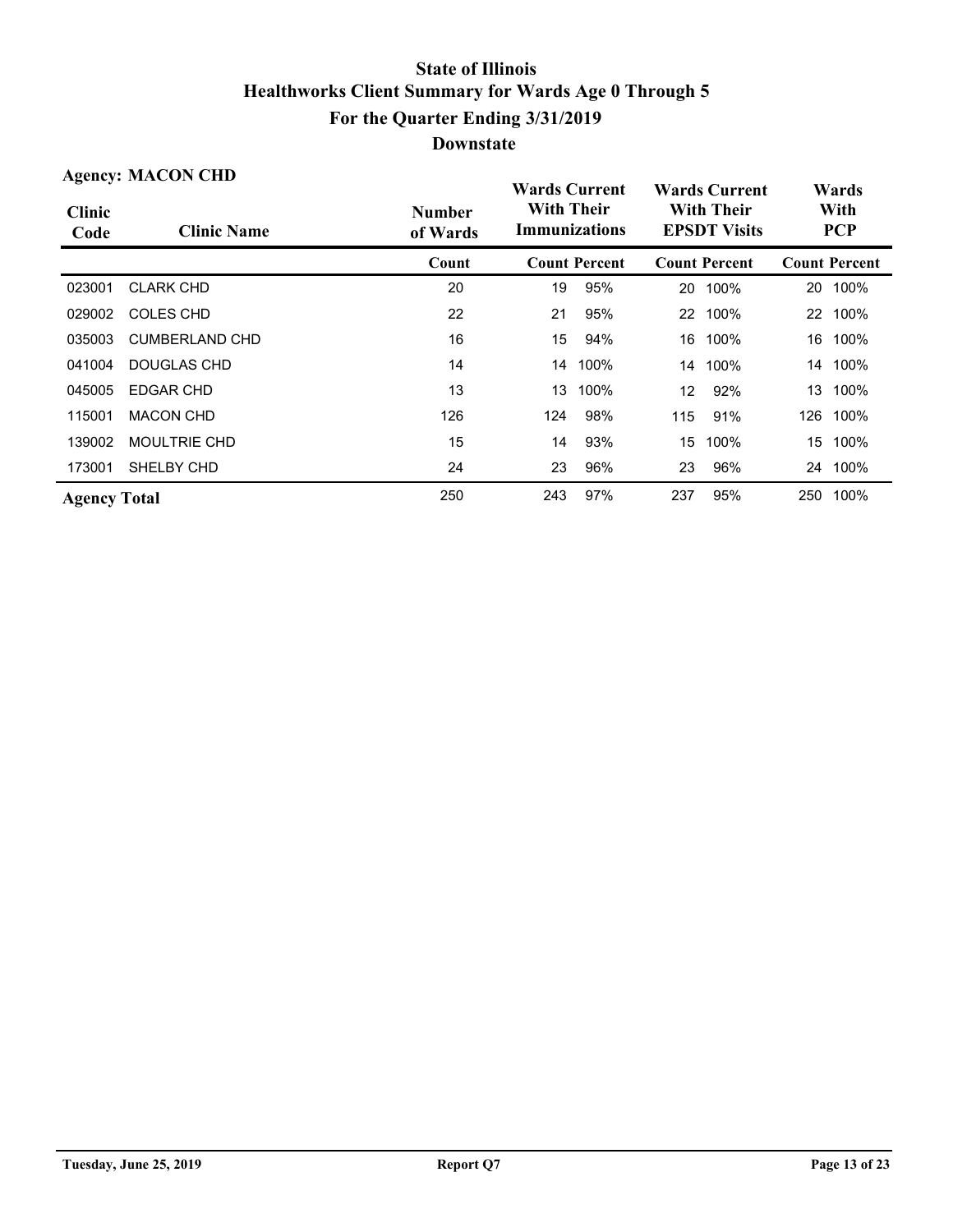# State of Illinois
## Healthworks Client Summary for Wards Age 0 Through 5
## For the Quarter Ending 3/31/2019
## Downstate

**Agency: MACON CHD**

| Clinic Code | Clinic Name | Number of Wards | Wards Current With Their Immunizations | | Wards Current With Their EPSDT Visits | | Wards With PCP | |
|---|---|---|---|---|---|---|---|---|
| | | Count | Count | Percent | Count | Percent | Count | Percent |
| 023001 | CLARK CHD | 20 | 19 | 95% | 20 | 100% | 20 | 100% |
| 029002 | COLES CHD | 22 | 21 | 95% | 22 | 100% | 22 | 100% |
| 035003 | CUMBERLAND CHD | 16 | 15 | 94% | 16 | 100% | 16 | 100% |
| 041004 | DOUGLAS CHD | 14 | 14 | 100% | 14 | 100% | 14 | 100% |
| 045005 | EDGAR CHD | 13 | 13 | 100% | 12 | 92% | 13 | 100% |
| 115001 | MACON CHD | 126 | 124 | 98% | 115 | 91% | 126 | 100% |
| 139002 | MOULTRIE CHD | 15 | 14 | 93% | 15 | 100% | 15 | 100% |
| 173001 | SHELBY CHD | 24 | 23 | 96% | 23 | 96% | 24 | 100% |
| **Agency Total** | | 250 | 243 | 97% | 237 | 95% | 250 | 100% |

Tuesday, June 25, 2019 | Report Q7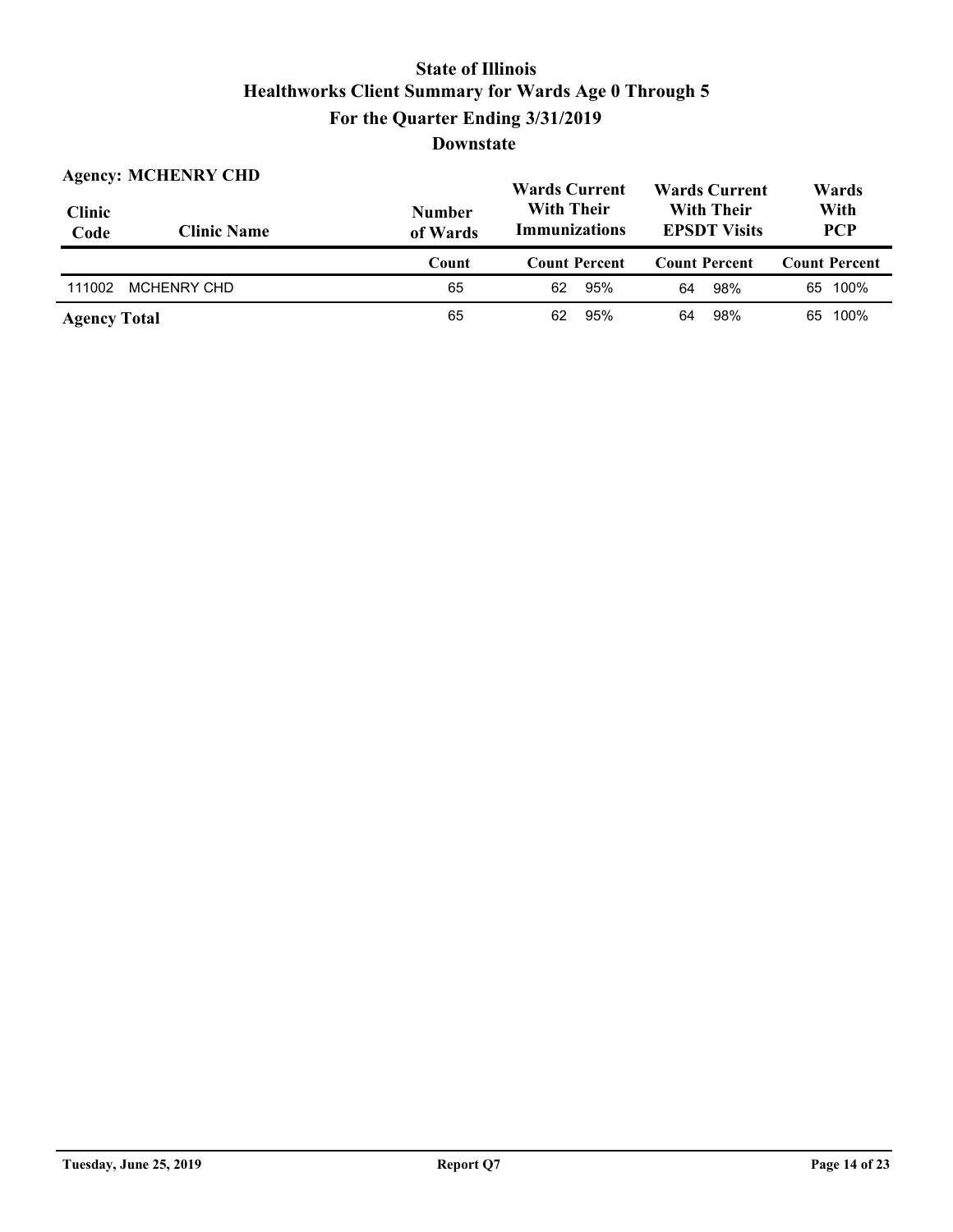# State of Illinois
## Healthworks Client Summary for Wards Age 0 Through 5
### For the Quarter Ending 3/31/2019
### Downstate

**Agency: MCHENRY CHD**

| Clinic Code | Clinic Name | Number of Wards | Wards Current With Their Immunizations | | Wards Current With Their EPSDT Visits | | Wards With PCP | |
|---|---|---|---|---|---|---|---|---|
| | | Count | Count | Percent | Count | Percent | Count | Percent |
| 111002 | MCHENRY CHD | 65 | 62 | 95% | 64 | 98% | 65 | 100% |
| **Agency Total** | | 65 | 62 | 95% | 64 | 98% | 65 | 100% |

Tuesday, June 25, 2019 — Report Q7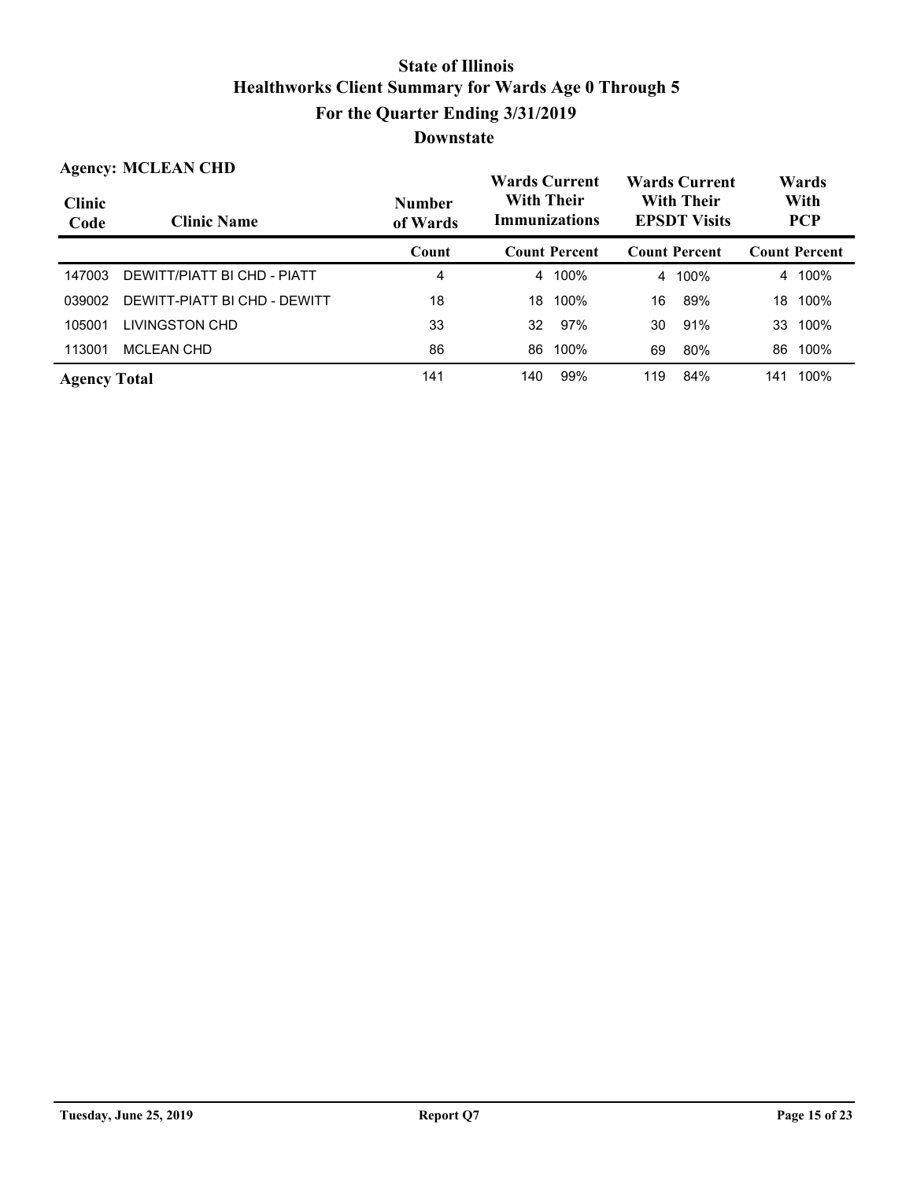# State of Illinois
## Healthworks Client Summary for Wards Age 0 Through 5
## For the Quarter Ending 3/31/2019
## Downstate

**Agency: MCLEAN CHD**

| Clinic Code | Clinic Name | Number of Wards | Wards Current With Their Immunizations | | Wards Current With Their EPSDT Visits | | Wards With PCP | |
|---|---|---|---|---|---|---|---|---|
| | | Count | Count | Percent | Count | Percent | Count | Percent |
| 147003 | DEWITT/PIATT BI CHD - PIATT | 4 | 4 | 100% | 4 | 100% | 4 | 100% |
| 039002 | DEWITT-PIATT BI CHD - DEWITT | 18 | 18 | 100% | 16 | 89% | 18 | 100% |
| 105001 | LIVINGSTON CHD | 33 | 32 | 97% | 30 | 91% | 33 | 100% |
| 113001 | MCLEAN CHD | 86 | 86 | 100% | 69 | 80% | 86 | 100% |
| **Agency Total** | | 141 | 140 | 99% | 119 | 84% | 141 | 100% |

Tuesday, June 25, 2019 | Report Q7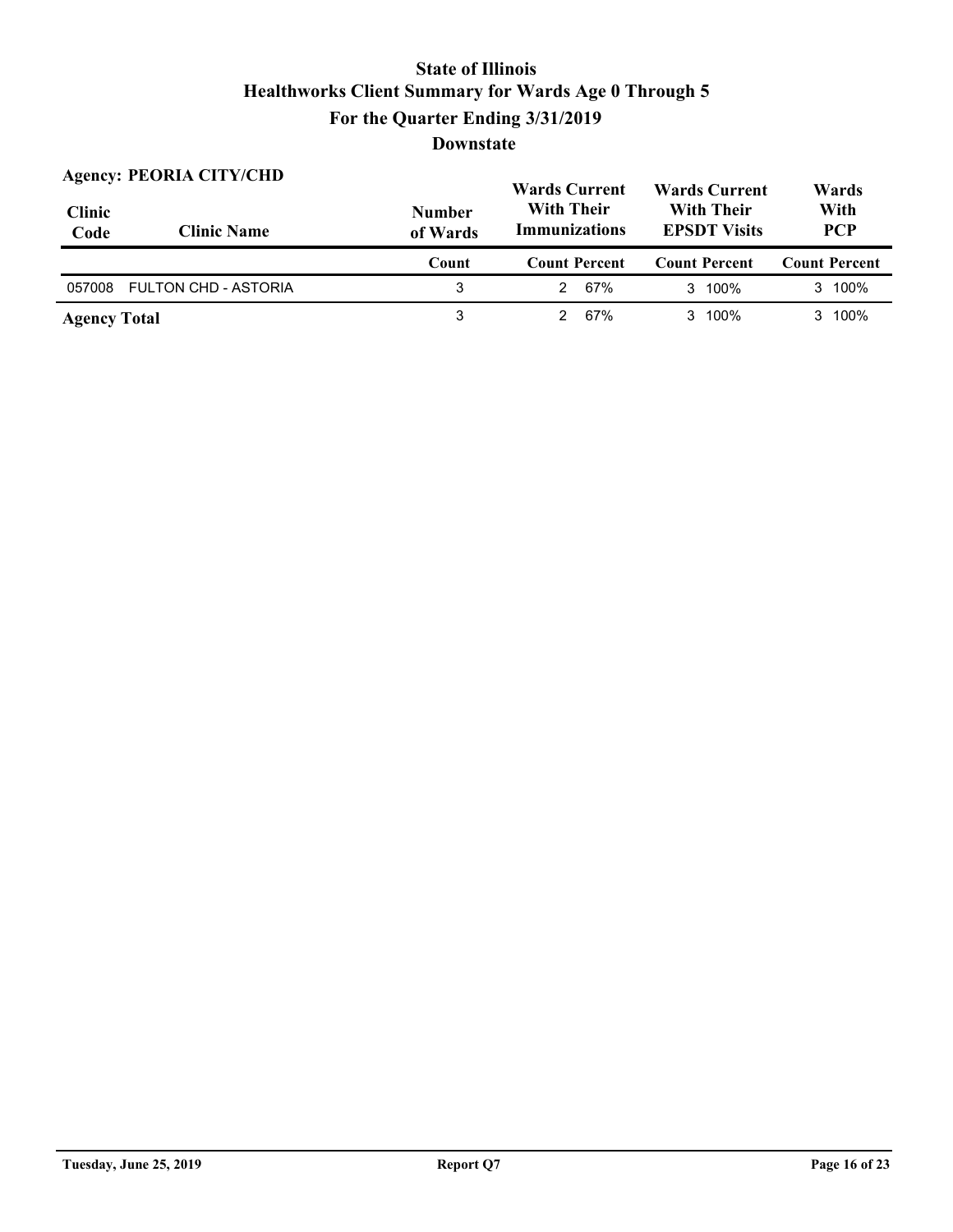# State of Illinois
## Healthworks Client Summary for Wards Age 0 Through 5
## For the Quarter Ending 3/31/2019
## Downstate

**Agency: PEORIA CITY/CHD**

| Clinic Code | Clinic Name | Number of Wards | Wards Current With Their Immunizations | | Wards Current With Their EPSDT Visits | | Wards With PCP | |
|---|---|---|---|---|---|---|---|---|
| | | Count | Count | Percent | Count | Percent | Count | Percent |
| 057008 | FULTON CHD - ASTORIA | 3 | 2 | 67% | 3 | 100% | 3 | 100% |
| **Agency Total** | | 3 | 2 | 67% | 3 | 100% | 3 | 100% |

Tuesday, June 25, 2019 — Report Q7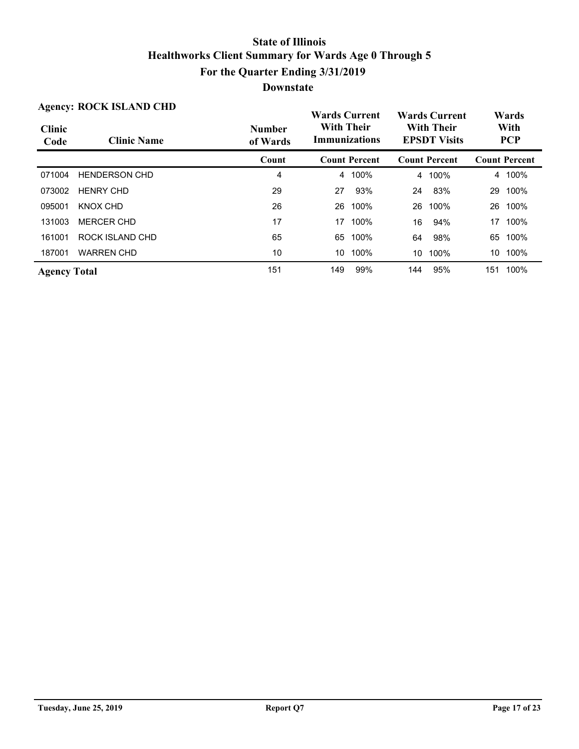# State of Illinois
# Healthworks Client Summary for Wards Age 0 Through 5
## For the Quarter Ending 3/31/2019
## Downstate

**Agency: ROCK ISLAND CHD**

| Clinic Code | Clinic Name | Number of Wards | Wards Current With Their Immunizations | | Wards Current With Their EPSDT Visits | | Wards With PCP | |
|---|---|---|---|---|---|---|---|---|
| | | Count | Count | Percent | Count | Percent | Count | Percent |
| 071004 | HENDERSON CHD | 4 | 4 | 100% | 4 | 100% | 4 | 100% |
| 073002 | HENRY CHD | 29 | 27 | 93% | 24 | 83% | 29 | 100% |
| 095001 | KNOX CHD | 26 | 26 | 100% | 26 | 100% | 26 | 100% |
| 131003 | MERCER CHD | 17 | 17 | 100% | 16 | 94% | 17 | 100% |
| 161001 | ROCK ISLAND CHD | 65 | 65 | 100% | 64 | 98% | 65 | 100% |
| 187001 | WARREN CHD | 10 | 10 | 100% | 10 | 100% | 10 | 100% |
| **Agency Total** | | 151 | 149 | 99% | 144 | 95% | 151 | 100% |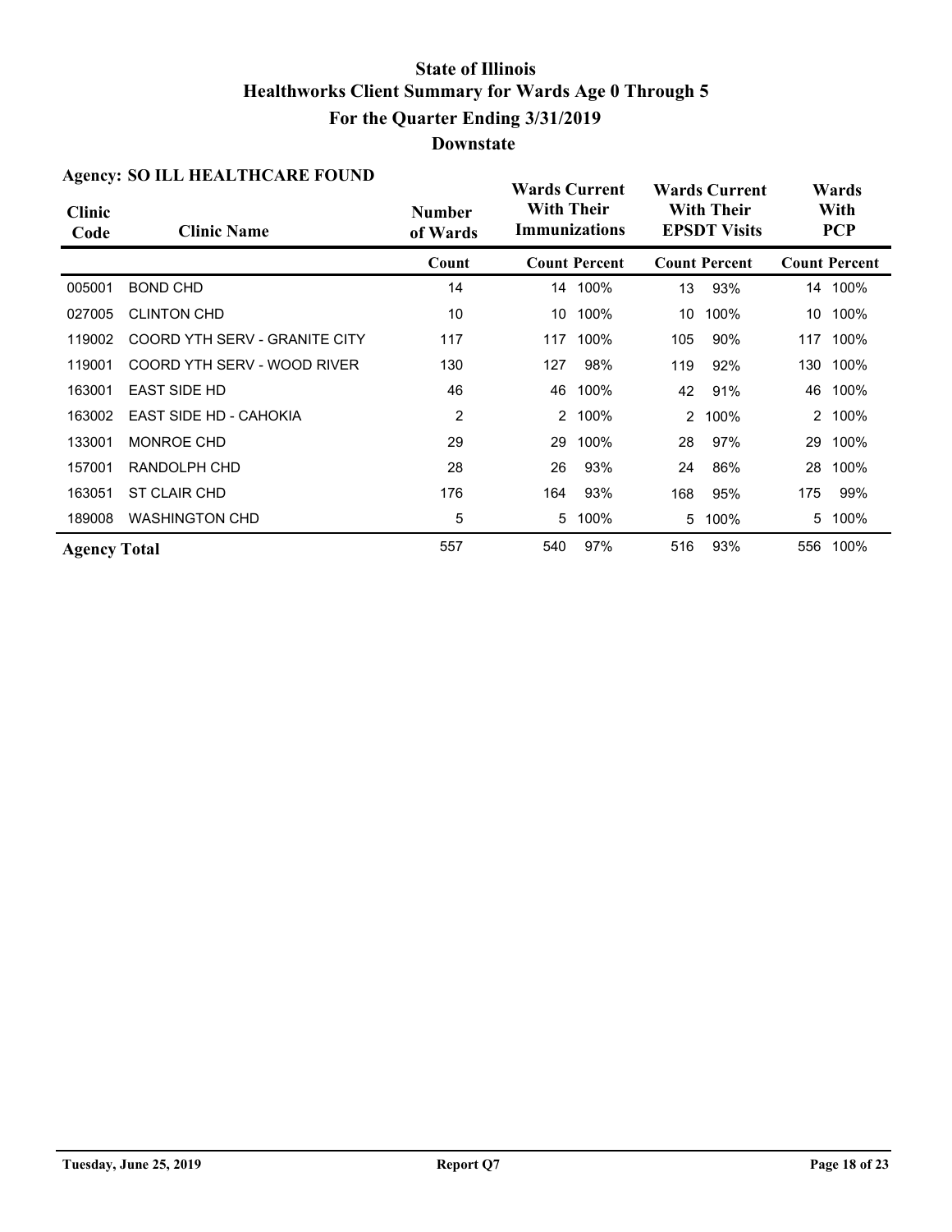# State of Illinois
## Healthworks Client Summary for Wards Age 0 Through 5
## For the Quarter Ending 3/31/2019
## Downstate

**Agency: SO ILL HEALTHCARE FOUND**

| Clinic Code | Clinic Name | Number of Wards | Wards Current With Their Immunizations | | Wards Current With Their EPSDT Visits | | Wards With PCP | |
|---|---|---|---|---|---|---|---|---|
| | | Count | Count | Percent | Count | Percent | Count | Percent |
| 005001 | BOND CHD | 14 | 14 | 100% | 13 | 93% | 14 | 100% |
| 027005 | CLINTON CHD | 10 | 10 | 100% | 10 | 100% | 10 | 100% |
| 119002 | COORD YTH SERV - GRANITE CITY | 117 | 117 | 100% | 105 | 90% | 117 | 100% |
| 119001 | COORD YTH SERV - WOOD RIVER | 130 | 127 | 98% | 119 | 92% | 130 | 100% |
| 163001 | EAST SIDE HD | 46 | 46 | 100% | 42 | 91% | 46 | 100% |
| 163002 | EAST SIDE HD - CAHOKIA | 2 | 2 | 100% | 2 | 100% | 2 | 100% |
| 133001 | MONROE CHD | 29 | 29 | 100% | 28 | 97% | 29 | 100% |
| 157001 | RANDOLPH CHD | 28 | 26 | 93% | 24 | 86% | 28 | 100% |
| 163051 | ST CLAIR CHD | 176 | 164 | 93% | 168 | 95% | 175 | 99% |
| 189008 | WASHINGTON CHD | 5 | 5 | 100% | 5 | 100% | 5 | 100% |
| **Agency Total** | | 557 | 540 | 97% | 516 | 93% | 556 | 100% |

Tuesday, June 25, 2019 — Report Q7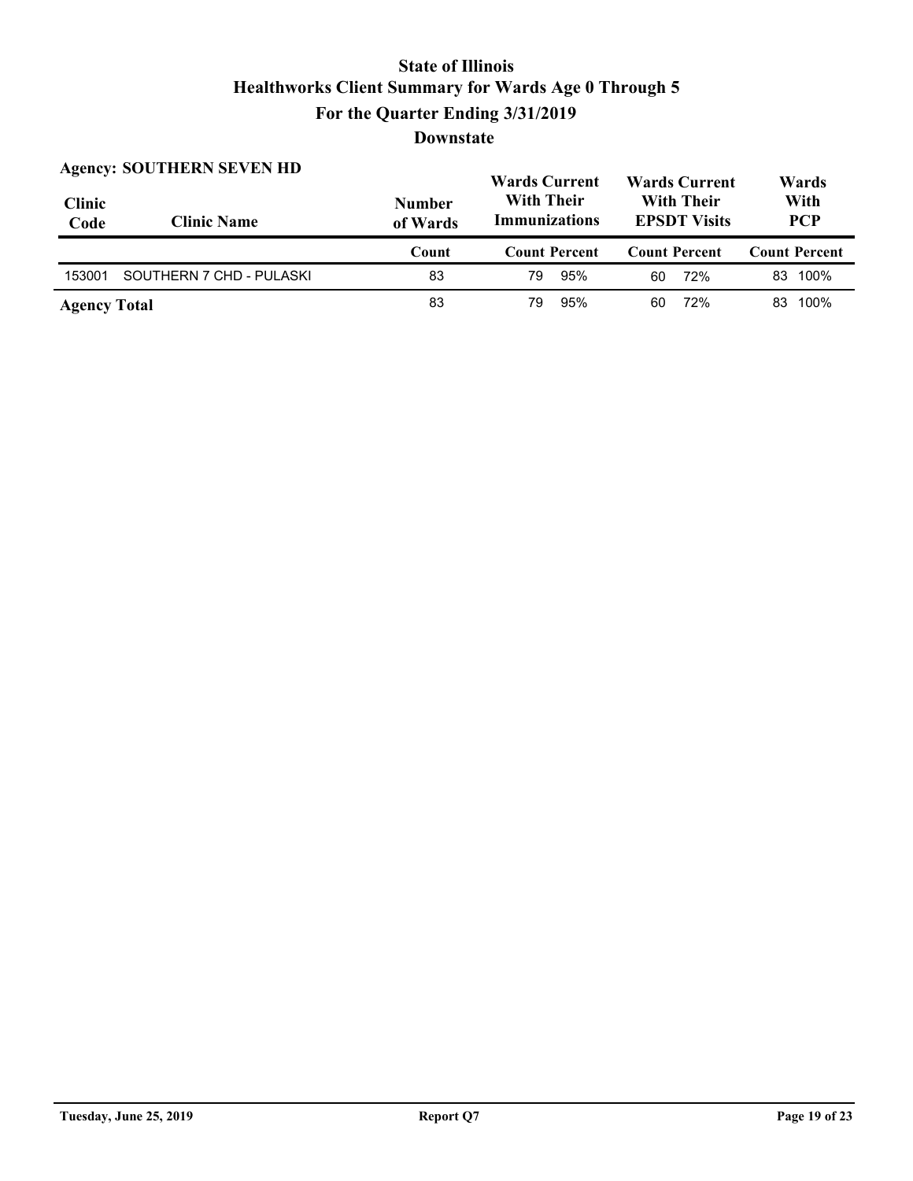# State of Illinois
## Healthworks Client Summary for Wards Age 0 Through 5
## For the Quarter Ending 3/31/2019
## Downstate

**Agency: SOUTHERN SEVEN HD**

| Clinic Code | Clinic Name | Number of Wards | Wards Current With Their Immunizations | | Wards Current With Their EPSDT Visits | | Wards With PCP | |
|---|---|---|---|---|---|---|---|---|
| | | Count | Count | Percent | Count | Percent | Count | Percent |
| 153001 | SOUTHERN 7 CHD - PULASKI | 83 | 79 | 95% | 60 | 72% | 83 | 100% |
| **Agency Total** | | 83 | 79 | 95% | 60 | 72% | 83 | 100% |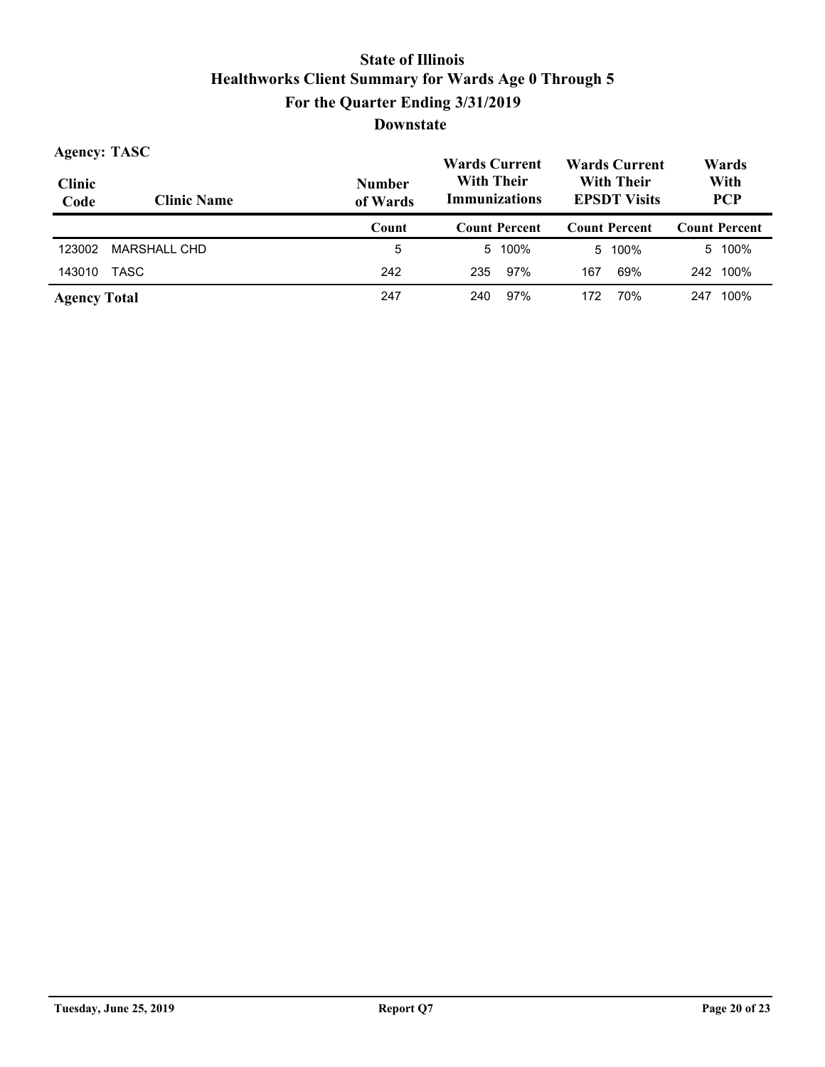# State of Illinois
## Healthworks Client Summary for Wards Age 0 Through 5
## For the Quarter Ending 3/31/2019
## Downstate

**Agency: TASC**

| Clinic Code | Clinic Name | Number of Wards | Wards Current With Their Immunizations | | Wards Current With Their EPSDT Visits | | Wards With PCP | |
|---|---|---|---|---|---|---|---|---|
| | | Count | Count | Percent | Count | Percent | Count | Percent |
| 123002 | MARSHALL CHD | 5 | 5 | 100% | 5 | 100% | 5 | 100% |
| 143010 | TASC | 242 | 235 | 97% | 167 | 69% | 242 | 100% |
| **Agency Total** | | 247 | 240 | 97% | 172 | 70% | 247 | 100% |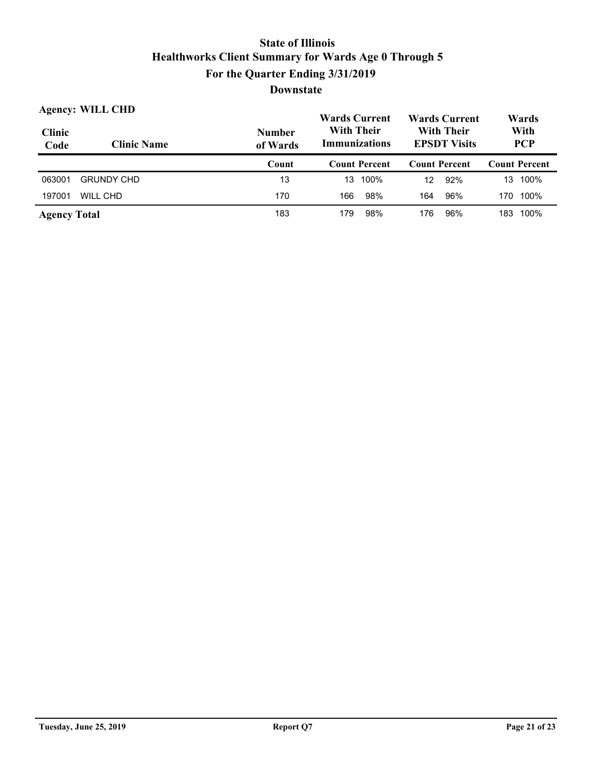# State of Illinois
# Healthworks Client Summary for Wards Age 0 Through 5
## For the Quarter Ending 3/31/2019
## Downstate

**Agency: WILL CHD**

| Clinic Code | Clinic Name | Number of Wards | Wards Current With Their Immunizations | | Wards Current With Their EPSDT Visits | | Wards With PCP | |
|---|---|---|---|---|---|---|---|---|
| | | Count | Count | Percent | Count | Percent | Count | Percent |
| 063001 | GRUNDY CHD | 13 | 13 | 100% | 12 | 92% | 13 | 100% |
| 197001 | WILL CHD | 170 | 166 | 98% | 164 | 96% | 170 | 100% |
| **Agency Total** | | 183 | 179 | 98% | 176 | 96% | 183 | 100% |

Tuesday, June 25, 2019 — Report Q7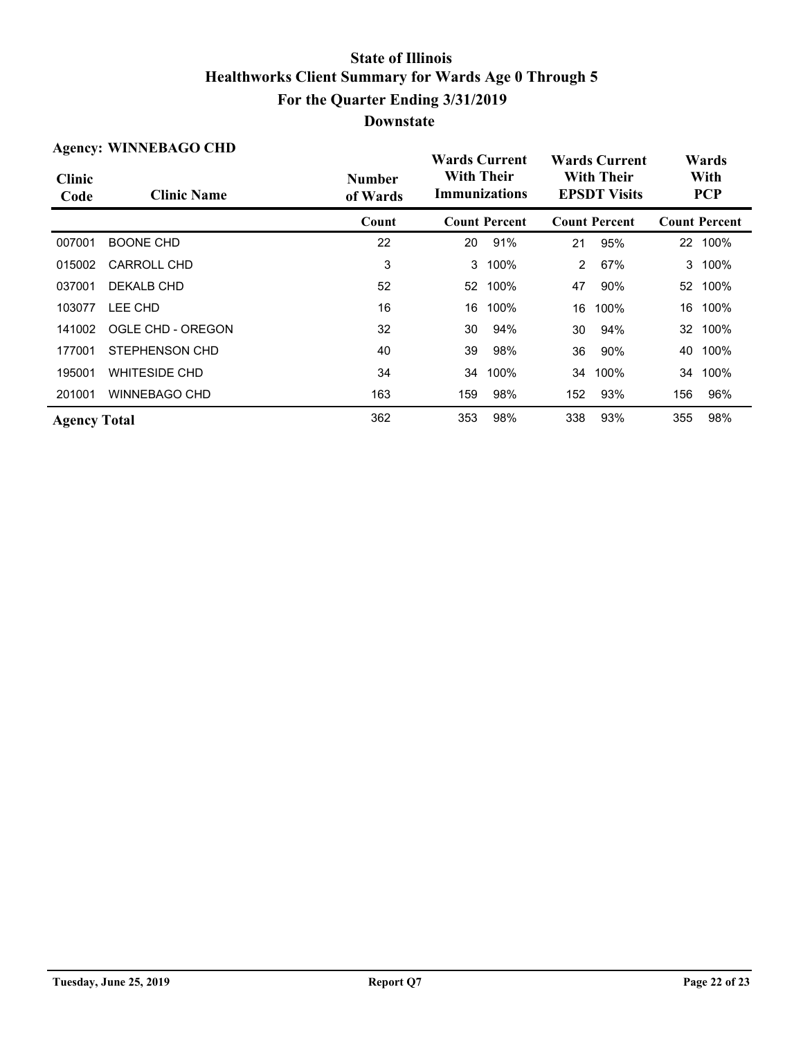# State of Illinois
# Healthworks Client Summary for Wards Age 0 Through 5
## For the Quarter Ending 3/31/2019
## Downstate

**Agency: WINNEBAGO CHD**

| Clinic Code | Clinic Name | Number of Wards | Wards Current With Their Immunizations | | Wards Current With Their EPSDT Visits | | Wards With PCP | |
|---|---|---|---|---|---|---|---|---|
| | | Count | Count | Percent | Count | Percent | Count | Percent |
| 007001 | BOONE CHD | 22 | 20 | 91% | 21 | 95% | 22 | 100% |
| 015002 | CARROLL CHD | 3 | 3 | 100% | 2 | 67% | 3 | 100% |
| 037001 | DEKALB CHD | 52 | 52 | 100% | 47 | 90% | 52 | 100% |
| 103077 | LEE CHD | 16 | 16 | 100% | 16 | 100% | 16 | 100% |
| 141002 | OGLE CHD - OREGON | 32 | 30 | 94% | 30 | 94% | 32 | 100% |
| 177001 | STEPHENSON CHD | 40 | 39 | 98% | 36 | 90% | 40 | 100% |
| 195001 | WHITESIDE CHD | 34 | 34 | 100% | 34 | 100% | 34 | 100% |
| 201001 | WINNEBAGO CHD | 163 | 159 | 98% | 152 | 93% | 156 | 96% |
| **Agency Total** | | 362 | 353 | 98% | 338 | 93% | 355 | 98% |

Tuesday, June 25, 2019 | Report Q7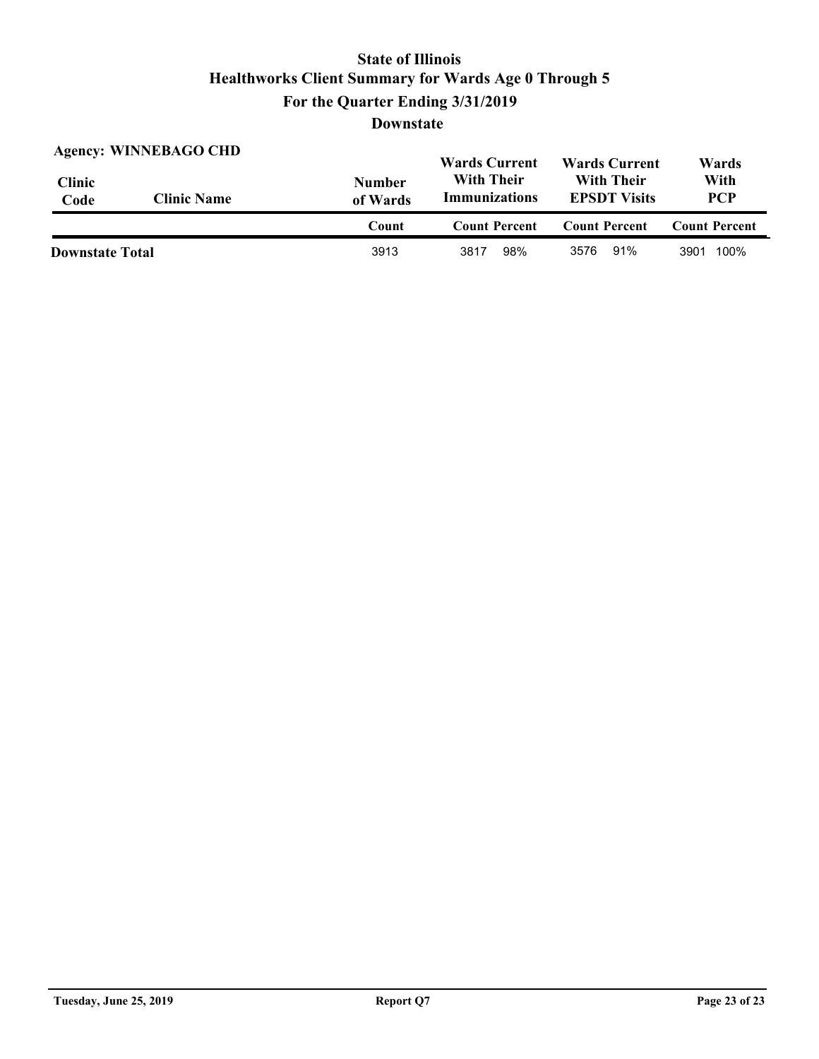# State of Illinois
## Healthworks Client Summary for Wards Age 0 Through 5
### For the Quarter Ending 3/31/2019
### Downstate

**Agency: WINNEBAGO CHD**

| Clinic Code | Clinic Name | Number of Wards | Wards Current With Their Immunizations | | Wards Current With Their EPSDT Visits | | Wards With PCP | |
|---|---|---|---|---|---|---|---|---|
| | | Count | Count | Percent | Count | Percent | Count | Percent |
| **Downstate Total** | | 3913 | 3817 | 98% | 3576 | 91% | 3901 | 100% |